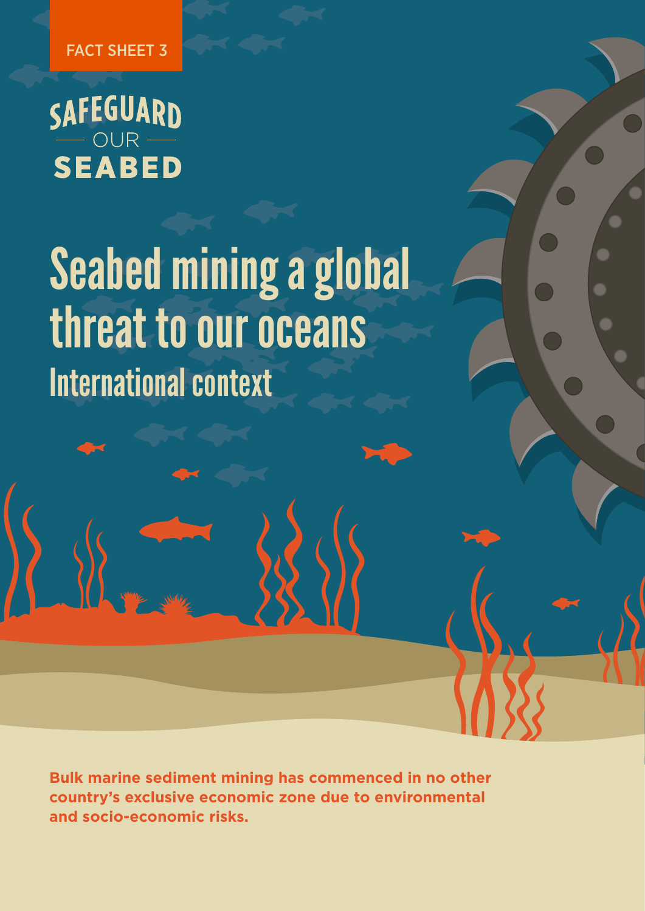FACT SHEET 3

SAFEGUARD OUR SEABED

# Seabed mining a global threat to our oceans

## International context

**Bulk marine sediment mining has commenced in no other country's exclusive economic zone due to environmental and socio-economic risks.**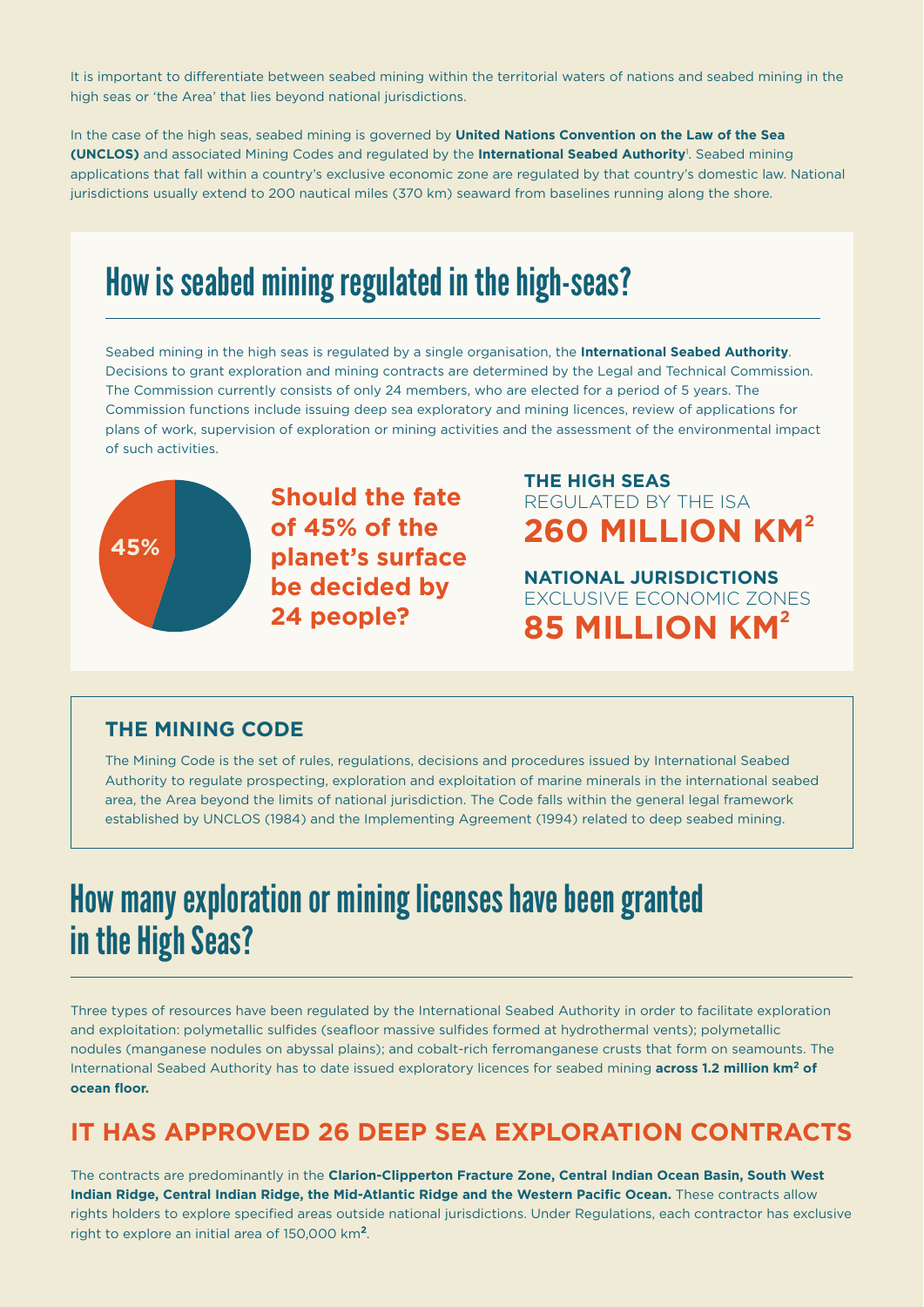It is important to differentiate between seabed mining within the territorial waters of nations and seabed mining in the high seas or 'the Area' that lies beyond national jurisdictions.

In the case of the high seas, seabed mining is governed by **United Nations Convention on the Law of the Sea (UNCLOS)** and associated Mining Codes and regulated by the **International Seabed Authority**[1]. Seabed mining applications that fall within a country's exclusive economic zone are regulated by that country's domestic law. National jurisdictions usually extend to 200 nautical miles (370 km) seaward from baselines running along the shore.

## How is seabed mining regulated in the high-seas?

Seabed mining in the high seas is regulated by a single organisation, the **International Seabed Authority**. Decisions to grant exploration and mining contracts are determined by the Legal and Technical Commission. The Commission currently consists of only 24 members, who are elected for a period of 5 years. The Commission functions include issuing deep sea exploratory and mining licences, review of applications for plans of work, supervision of exploration or mining activities and the assessment of the environmental impact of such activities.

45%

**Should the fate of 45% of the planet's surface be decided by 24 people?**

**THE HIGH SEAS**
REGULATED BY THE ISA
**260 MILLION KM²**

**NATIONAL JURISDICTIONS**
EXCLUSIVE ECONOMIC ZONES
**85 MILLION KM²**

### THE MINING CODE

The Mining Code is the set of rules, regulations, decisions and procedures issued by International Seabed Authority to regulate prospecting, exploration and exploitation of marine minerals in the international seabed area, the Area beyond the limits of national jurisdiction. The Code falls within the general legal framework established by UNCLOS (1984) and the Implementing Agreement (1994) related to deep seabed mining.

## How many exploration or mining licenses have been granted in the High Seas?

Three types of resources have been regulated by the International Seabed Authority in order to facilitate exploration and exploitation: polymetallic sulfides (seafloor massive sulfides formed at hydrothermal vents); polymetallic nodules (manganese nodules on abyssal plains); and cobalt-rich ferromanganese crusts that form on seamounts. The International Seabed Authority has to date issued exploratory licences for seabed mining **across 1.2 million km² of ocean floor.**

### IT HAS APPROVED 26 DEEP SEA EXPLORATION CONTRACTS

The contracts are predominantly in the **Clarion-Clipperton Fracture Zone, Central Indian Ocean Basin, South West Indian Ridge, Central Indian Ridge, the Mid-Atlantic Ridge and the Western Pacific Ocean.** These contracts allow rights holders to explore specified areas outside national jurisdictions. Under Regulations, each contractor has exclusive right to explore an initial area of 150,000 km².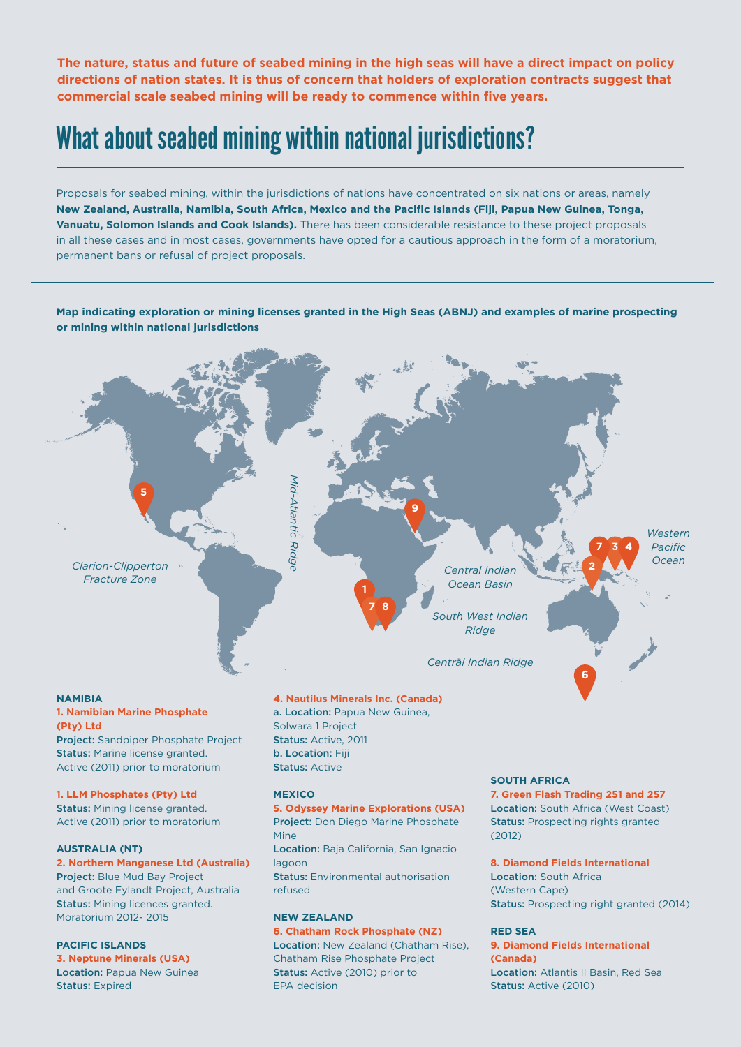**The nature, status and future of seabed mining in the high seas will have a direct impact on policy directions of nation states. It is thus of concern that holders of exploration contracts suggest that commercial scale seabed mining will be ready to commence within five years.**

# What about seabed mining within national jurisdictions?

Proposals for seabed mining, within the jurisdictions of nations have concentrated on six nations or areas, namely **New Zealand, Australia, Namibia, South Africa, Mexico and the Pacific Islands (Fiji, Papua New Guinea, Tonga, Vanuatu, Solomon Islands and Cook Islands).** There has been considerable resistance to these project proposals in all these cases and in most cases, governments have opted for a cautious approach in the form of a moratorium, permanent bans or refusal of project proposals.

**Map indicating exploration or mining licenses granted in the High Seas (ABNJ) and examples of marine prospecting or mining within national jurisdictions**

Clarion-Clipperton Fracture Zone · Mid-Atlantic Ridge · Central Indian Ocean Basin · South West Indian Ridge · Central Indian Ridge · Western Pacific Ocean

**NAMIBIA**

**1. Namibian Marine Phosphate (Pty) Ltd**
**Project:** Sandpiper Phosphate Project
**Status:** Marine license granted. Active (2011) prior to moratorium

**1. LLM Phosphates (Pty) Ltd**
**Status:** Mining license granted. Active (2011) prior to moratorium

**AUSTRALIA (NT)**

**2. Northern Manganese Ltd (Australia)**
**Project:** Blue Mud Bay Project and Groote Eylandt Project, Australia
**Status:** Mining licences granted. Moratorium 2012- 2015

**PACIFIC ISLANDS**

**3. Neptune Minerals (USA)**
**Location:** Papua New Guinea
**Status:** Expired

**4. Nautilus Minerals Inc. (Canada)**
**a. Location:** Papua New Guinea, Solwara 1 Project
**Status:** Active, 2011
**b. Location:** Fiji
**Status:** Active

**MEXICO**

**5. Odyssey Marine Explorations (USA)**
**Project:** Don Diego Marine Phosphate Mine
**Location:** Baja California, San Ignacio lagoon
**Status:** Environmental authorisation refused

**NEW ZEALAND**

**6. Chatham Rock Phosphate (NZ)**
**Location:** New Zealand (Chatham Rise), Chatham Rise Phosphate Project
**Status:** Active (2010) prior to EPA decision

**SOUTH AFRICA**

**7. Green Flash Trading 251 and 257**
**Location:** South Africa (West Coast)
**Status:** Prospecting rights granted (2012)

**8. Diamond Fields International**
**Location:** South Africa (Western Cape)
**Status:** Prospecting right granted (2014)

**RED SEA**

**9. Diamond Fields International (Canada)**
**Location:** Atlantis II Basin, Red Sea
**Status:** Active (2010)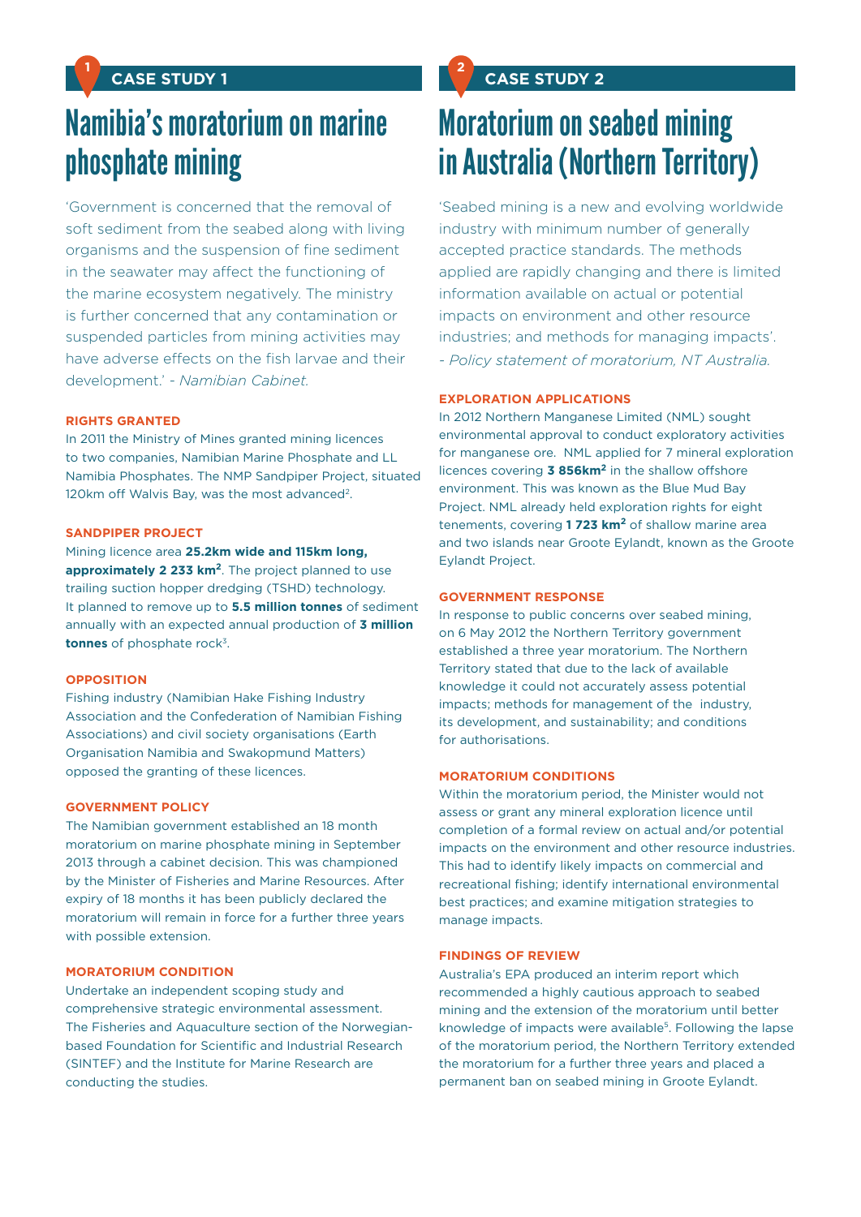## CASE STUDY 1

# Namibia's moratorium on marine phosphate mining

'Government is concerned that the removal of soft sediment from the seabed along with living organisms and the suspension of fine sediment in the seawater may affect the functioning of the marine ecosystem negatively. The ministry is further concerned that any contamination or suspended particles from mining activities may have adverse effects on the fish larvae and their development.' - *Namibian Cabinet.*

### RIGHTS GRANTED

In 2011 the Ministry of Mines granted mining licences to two companies, Namibian Marine Phosphate and LL Namibia Phosphates. The NMP Sandpiper Project, situated 120km off Walvis Bay, was the most advanced[2].

### SANDPIPER PROJECT

Mining licence area **25.2km wide and 115km long, approximately 2 233 km$^2$**. The project planned to use trailing suction hopper dredging (TSHD) technology. It planned to remove up to **5.5 million tonnes** of sediment annually with an expected annual production of **3 million tonnes** of phosphate rock[3].

### OPPOSITION

Fishing industry (Namibian Hake Fishing Industry Association and the Confederation of Namibian Fishing Associations) and civil society organisations (Earth Organisation Namibia and Swakopmund Matters) opposed the granting of these licences.

### GOVERNMENT POLICY

The Namibian government established an 18 month moratorium on marine phosphate mining in September 2013 through a cabinet decision. This was championed by the Minister of Fisheries and Marine Resources. After expiry of 18 months it has been publicly declared the moratorium will remain in force for a further three years with possible extension.

### MORATORIUM CONDITION

Undertake an independent scoping study and comprehensive strategic environmental assessment. The Fisheries and Aquaculture section of the Norwegian-based Foundation for Scientific and Industrial Research (SINTEF) and the Institute for Marine Research are conducting the studies.

## CASE STUDY 2

# Moratorium on seabed mining in Australia (Northern Territory)

'Seabed mining is a new and evolving worldwide industry with minimum number of generally accepted practice standards. The methods applied are rapidly changing and there is limited information available on actual or potential impacts on environment and other resource industries; and methods for managing impacts'. - *Policy statement of moratorium, NT Australia.*

### EXPLORATION APPLICATIONS

In 2012 Northern Manganese Limited (NML) sought environmental approval to conduct exploratory activities for manganese ore. NML applied for 7 mineral exploration licences covering **3 856km$^2$** in the shallow offshore environment. This was known as the Blue Mud Bay Project. NML already held exploration rights for eight tenements, covering **1 723 km$^2$** of shallow marine area and two islands near Groote Eylandt, known as the Groote Eylandt Project.

### GOVERNMENT RESPONSE

In response to public concerns over seabed mining, on 6 May 2012 the Northern Territory government established a three year moratorium. The Northern Territory stated that due to the lack of available knowledge it could not accurately assess potential impacts; methods for management of the industry, its development, and sustainability; and conditions for authorisations.

### MORATORIUM CONDITIONS

Within the moratorium period, the Minister would not assess or grant any mineral exploration licence until completion of a formal review on actual and/or potential impacts on the environment and other resource industries. This had to identify likely impacts on commercial and recreational fishing; identify international environmental best practices; and examine mitigation strategies to manage impacts.

### FINDINGS OF REVIEW

Australia's EPA produced an interim report which recommended a highly cautious approach to seabed mining and the extension of the moratorium until better knowledge of impacts were available[5]. Following the lapse of the moratorium period, the Northern Territory extended the moratorium for a further three years and placed a permanent ban on seabed mining in Groote Eylandt.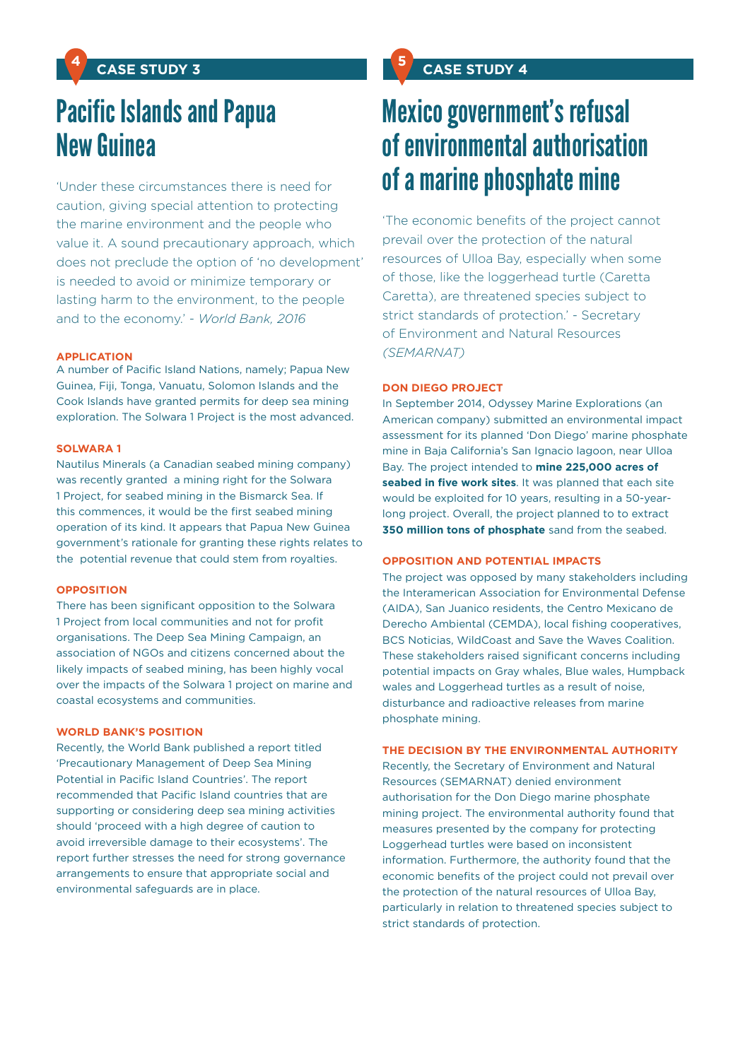## CASE STUDY 3

# Pacific Islands and Papua New Guinea

'Under these circumstances there is need for caution, giving special attention to protecting the marine environment and the people who value it. A sound precautionary approach, which does not preclude the option of 'no development' is needed to avoid or minimize temporary or lasting harm to the environment, to the people and to the economy.' - *World Bank, 2016*

### APPLICATION

A number of Pacific Island Nations, namely; Papua New Guinea, Fiji, Tonga, Vanuatu, Solomon Islands and the Cook Islands have granted permits for deep sea mining exploration. The Solwara 1 Project is the most advanced.

### SOLWARA 1

Nautilus Minerals (a Canadian seabed mining company) was recently granted a mining right for the Solwara 1 Project, for seabed mining in the Bismarck Sea. If this commences, it would be the first seabed mining operation of its kind. It appears that Papua New Guinea government's rationale for granting these rights relates to the potential revenue that could stem from royalties.

### OPPOSITION

There has been significant opposition to the Solwara 1 Project from local communities and not for profit organisations. The Deep Sea Mining Campaign, an association of NGOs and citizens concerned about the likely impacts of seabed mining, has been highly vocal over the impacts of the Solwara 1 project on marine and coastal ecosystems and communities.

### WORLD BANK'S POSITION

Recently, the World Bank published a report titled 'Precautionary Management of Deep Sea Mining Potential in Pacific Island Countries'. The report recommended that Pacific Island countries that are supporting or considering deep sea mining activities should 'proceed with a high degree of caution to avoid irreversible damage to their ecosystems'. The report further stresses the need for strong governance arrangements to ensure that appropriate social and environmental safeguards are in place.

## CASE STUDY 4

# Mexico government's refusal of environmental authorisation of a marine phosphate mine

'The economic benefits of the project cannot prevail over the protection of the natural resources of Ulloa Bay, especially when some of those, like the loggerhead turtle (Caretta Caretta), are threatened species subject to strict standards of protection.' - Secretary of Environment and Natural Resources *(SEMARNAT)*

### DON DIEGO PROJECT

In September 2014, Odyssey Marine Explorations (an American company) submitted an environmental impact assessment for its planned 'Don Diego' marine phosphate mine in Baja California's San Ignacio lagoon, near Ulloa Bay. The project intended to **mine 225,000 acres of seabed in five work sites**. It was planned that each site would be exploited for 10 years, resulting in a 50-year-long project. Overall, the project planned to to extract **350 million tons of phosphate** sand from the seabed.

### OPPOSITION AND POTENTIAL IMPACTS

The project was opposed by many stakeholders including the Interamerican Association for Environmental Defense (AIDA), San Juanico residents, the Centro Mexicano de Derecho Ambiental (CEMDA), local fishing cooperatives, BCS Noticias, WildCoast and Save the Waves Coalition. These stakeholders raised significant concerns including potential impacts on Gray whales, Blue wales, Humpback wales and Loggerhead turtles as a result of noise, disturbance and radioactive releases from marine phosphate mining.

### THE DECISION BY THE ENVIRONMENTAL AUTHORITY

Recently, the Secretary of Environment and Natural Resources (SEMARNAT) denied environment authorisation for the Don Diego marine phosphate mining project. The environmental authority found that measures presented by the company for protecting Loggerhead turtles were based on inconsistent information. Furthermore, the authority found that the economic benefits of the project could not prevail over the protection of the natural resources of Ulloa Bay, particularly in relation to threatened species subject to strict standards of protection.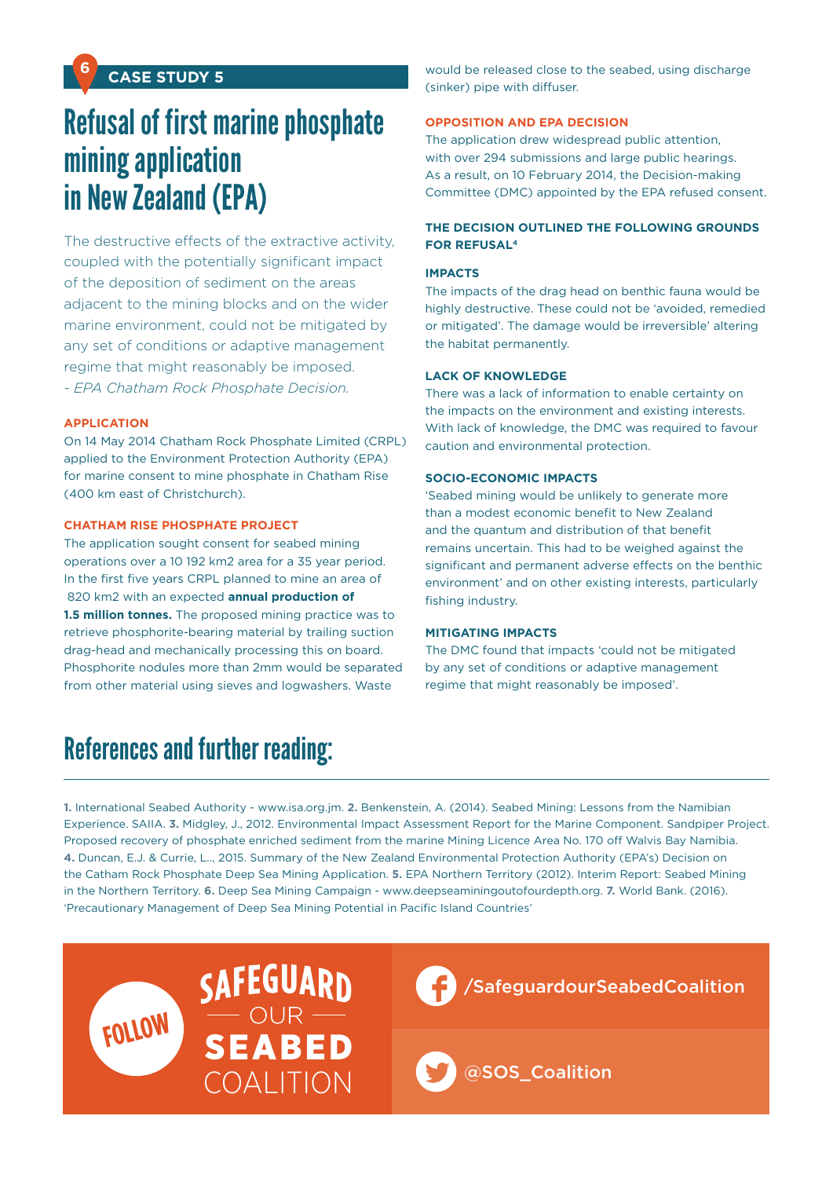CASE STUDY 5

# Refusal of first marine phosphate mining application in New Zealand (EPA)

The destructive effects of the extractive activity, coupled with the potentially significant impact of the deposition of sediment on the areas adjacent to the mining blocks and on the wider marine environment, could not be mitigated by any set of conditions or adaptive management regime that might reasonably be imposed.
*- EPA Chatham Rock Phosphate Decision.*

### APPLICATION

On 14 May 2014 Chatham Rock Phosphate Limited (CRPL) applied to the Environment Protection Authority (EPA) for marine consent to mine phosphate in Chatham Rise (400 km east of Christchurch).

### CHATHAM RISE PHOSPHATE PROJECT

The application sought consent for seabed mining operations over a 10 192 km2 area for a 35 year period. In the first five years CRPL planned to mine an area of 820 km2 with an expected **annual production of 1.5 million tonnes.** The proposed mining practice was to retrieve phosphorite-bearing material by trailing suction drag-head and mechanically processing this on board. Phosphorite nodules more than 2mm would be separated from other material using sieves and logwashers. Waste would be released close to the seabed, using discharge (sinker) pipe with diffuser.

### OPPOSITION AND EPA DECISION

The application drew widespread public attention, with over 294 submissions and large public hearings. As a result, on 10 February 2014, the Decision-making Committee (DMC) appointed by the EPA refused consent.

### THE DECISION OUTLINED THE FOLLOWING GROUNDS FOR REFUSAL[4]

#### IMPACTS

The impacts of the drag head on benthic fauna would be highly destructive. These could not be 'avoided, remedied or mitigated'. The damage would be irreversible' altering the habitat permanently.

#### LACK OF KNOWLEDGE

There was a lack of information to enable certainty on the impacts on the environment and existing interests. With lack of knowledge, the DMC was required to favour caution and environmental protection.

#### SOCIO-ECONOMIC IMPACTS

'Seabed mining would be unlikely to generate more than a modest economic benefit to New Zealand and the quantum and distribution of that benefit remains uncertain. This had to be weighed against the significant and permanent adverse effects on the benthic environment' and on other existing interests, particularly fishing industry.

#### MITIGATING IMPACTS

The DMC found that impacts 'could not be mitigated by any set of conditions or adaptive management regime that might reasonably be imposed'.

## References and further reading:

**1.** International Seabed Authority - www.isa.org.jm. **2.** Benkenstein, A. (2014). Seabed Mining: Lessons from the Namibian Experience. SAIIA. **3.** Midgley, J., 2012. Environmental Impact Assessment Report for the Marine Component. Sandpiper Project. Proposed recovery of phosphate enriched sediment from the marine Mining Licence Area No. 170 off Walvis Bay Namibia. **4.** Duncan, E.J. & Currie, L.., 2015. Summary of the New Zealand Environmental Protection Authority (EPA's) Decision on the Catham Rock Phosphate Deep Sea Mining Application. **5.** EPA Northern Territory (2012). Interim Report: Seabed Mining in the Northern Territory. **6.** Deep Sea Mining Campaign - www.deepseaminingoutofourdepth.org. **7.** World Bank. (2016). 'Precautionary Management of Deep Sea Mining Potential in Pacific Island Countries'

FOLLOW SAFEGUARD OUR SEABED COALITION

/SafeguardourSeabedCoalition

@SOS_Coalition